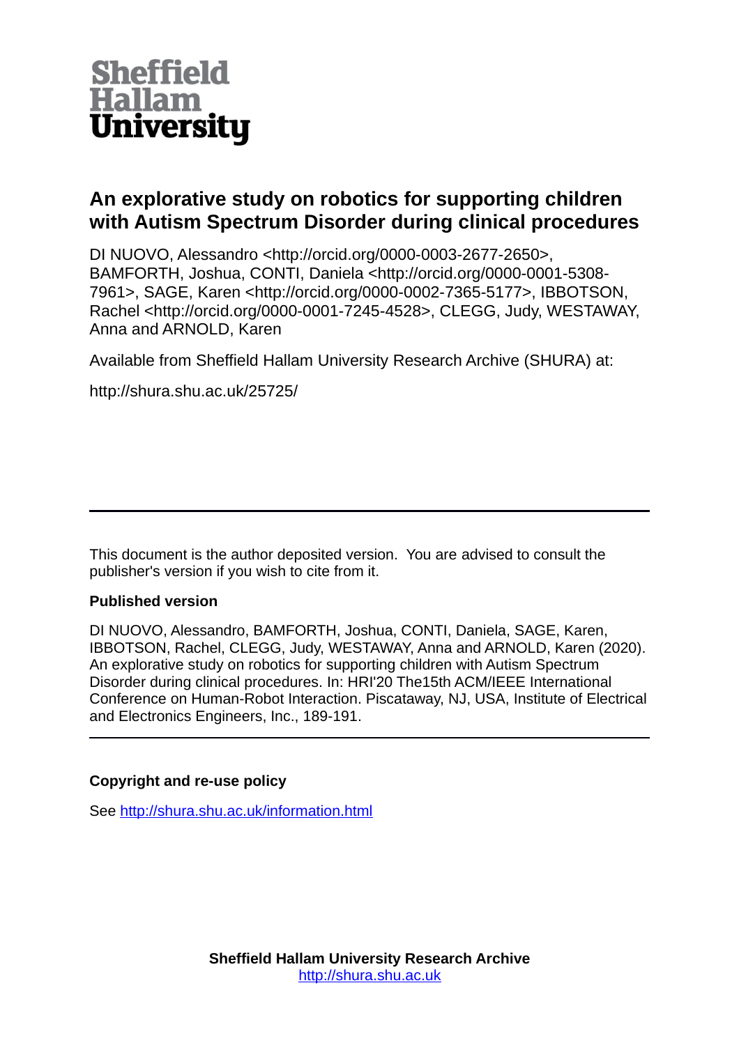# Sheffield Hallam University

## An explorative study on robotics for supporting children with Autism Spectrum Disorder during clinical procedures

DI NUOVO, Alessandro <http://orcid.org/0000-0003-2677-2650>, BAMFORTH, Joshua, CONTI, Daniela <http://orcid.org/0000-0001-5308-7961>, SAGE, Karen <http://orcid.org/0000-0002-7365-5177>, IBBOTSON, Rachel <http://orcid.org/0000-0001-7245-4528>, CLEGG, Judy, WESTAWAY, Anna and ARNOLD, Karen

Available from Sheffield Hallam University Research Archive (SHURA) at:

http://shura.shu.ac.uk/25725/

---

This document is the author deposited version. You are advised to consult the publisher's version if you wish to cite from it.

### Published version

DI NUOVO, Alessandro, BAMFORTH, Joshua, CONTI, Daniela, SAGE, Karen, IBBOTSON, Rachel, CLEGG, Judy, WESTAWAY, Anna and ARNOLD, Karen (2020). An explorative study on robotics for supporting children with Autism Spectrum Disorder during clinical procedures. In: HRI'20 The15th ACM/IEEE International Conference on Human-Robot Interaction. Piscataway, NJ, USA, Institute of Electrical and Electronics Engineers, Inc., 189-191.

---

### Copyright and re-use policy

See http://shura.shu.ac.uk/information.html

**Sheffield Hallam University Research Archive**
http://shura.shu.ac.uk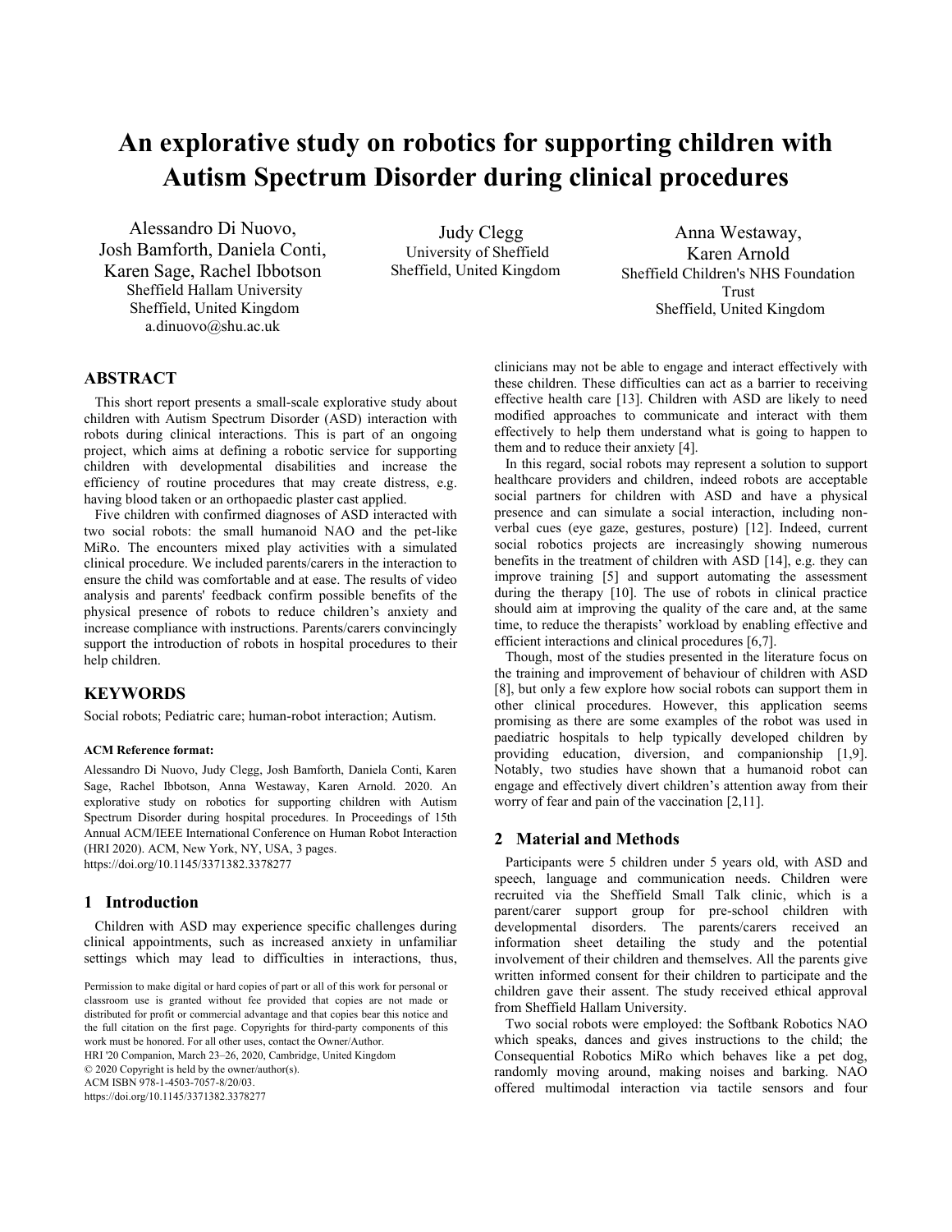# An explorative study on robotics for supporting children with Autism Spectrum Disorder during clinical procedures

Alessandro Di Nuovo, Josh Bamforth, Daniela Conti, Karen Sage, Rachel Ibbotson
Sheffield Hallam University
Sheffield, United Kingdom
a.dinuovo@shu.ac.uk

Judy Clegg
University of Sheffield
Sheffield, United Kingdom

Anna Westaway, Karen Arnold
Sheffield Children's NHS Foundation Trust
Sheffield, United Kingdom

## ABSTRACT

This short report presents a small-scale explorative study about children with Autism Spectrum Disorder (ASD) interaction with robots during clinical interactions. This is part of an ongoing project, which aims at defining a robotic service for supporting children with developmental disabilities and increase the efficiency of routine procedures that may create distress, e.g. having blood taken or an orthopaedic plaster cast applied.

Five children with confirmed diagnoses of ASD interacted with two social robots: the small humanoid NAO and the pet-like MiRo. The encounters mixed play activities with a simulated clinical procedure. We included parents/carers in the interaction to ensure the child was comfortable and at ease. The results of video analysis and parents' feedback confirm possible benefits of the physical presence of robots to reduce children's anxiety and increase compliance with instructions. Parents/carers convincingly support the introduction of robots in hospital procedures to their help children.

## KEYWORDS

Social robots; Pediatric care; human-robot interaction; Autism.

**ACM Reference format:**

Alessandro Di Nuovo, Judy Clegg, Josh Bamforth, Daniela Conti, Karen Sage, Rachel Ibbotson, Anna Westaway, Karen Arnold. 2020. An explorative study on robotics for supporting children with Autism Spectrum Disorder during hospital procedures. In Proceedings of 15th Annual ACM/IEEE International Conference on Human Robot Interaction (HRI 2020). ACM, New York, NY, USA, 3 pages. https://doi.org/10.1145/3371382.3378277

## 1 Introduction

Children with ASD may experience specific challenges during clinical appointments, such as increased anxiety in unfamiliar settings which may lead to difficulties in interactions, thus, clinicians may not be able to engage and interact effectively with these children. These difficulties can act as a barrier to receiving effective health care [13]. Children with ASD are likely to need modified approaches to communicate and interact with them effectively to help them understand what is going to happen to them and to reduce their anxiety [4].

In this regard, social robots may represent a solution to support healthcare providers and children, indeed robots are acceptable social partners for children with ASD and have a physical presence and can simulate a social interaction, including non-verbal cues (eye gaze, gestures, posture) [12]. Indeed, current social robotics projects are increasingly showing numerous benefits in the treatment of children with ASD [14], e.g. they can improve training [5] and support automating the assessment during the therapy [10]. The use of robots in clinical practice should aim at improving the quality of the care and, at the same time, to reduce the therapists' workload by enabling effective and efficient interactions and clinical procedures [6,7].

Though, most of the studies presented in the literature focus on the training and improvement of behaviour of children with ASD [8], but only a few explore how social robots can support them in other clinical procedures. However, this application seems promising as there are some examples of the robot was used in paediatric hospitals to help typically developed children by providing education, diversion, and companionship [1,9]. Notably, two studies have shown that a humanoid robot can engage and effectively divert children's attention away from their worry of fear and pain of the vaccination [2,11].

## 2 Material and Methods

Participants were 5 children under 5 years old, with ASD and speech, language and communication needs. Children were recruited via the Sheffield Small Talk clinic, which is a parent/carer support group for pre-school children with developmental disorders. The parents/carers received an information sheet detailing the study and the potential involvement of their children and themselves. All the parents give written informed consent for their children to participate and the children gave their assent. The study received ethical approval from Sheffield Hallam University.

Two social robots were employed: the Softbank Robotics NAO which speaks, dances and gives instructions to the child; the Consequential Robotics MiRo which behaves like a pet dog, randomly moving around, making noises and barking. NAO offered multimodal interaction via tactile sensors and four

Permission to make digital or hard copies of part or all of this work for personal or classroom use is granted without fee provided that copies are not made or distributed for profit or commercial advantage and that copies bear this notice and the full citation on the first page. Copyrights for third-party components of this work must be honored. For all other uses, contact the Owner/Author.
HRI '20 Companion, March 23–26, 2020, Cambridge, United Kingdom
© 2020 Copyright is held by the owner/author(s).
ACM ISBN 978-1-4503-7057-8/20/03.
https://doi.org/10.1145/3371382.3378277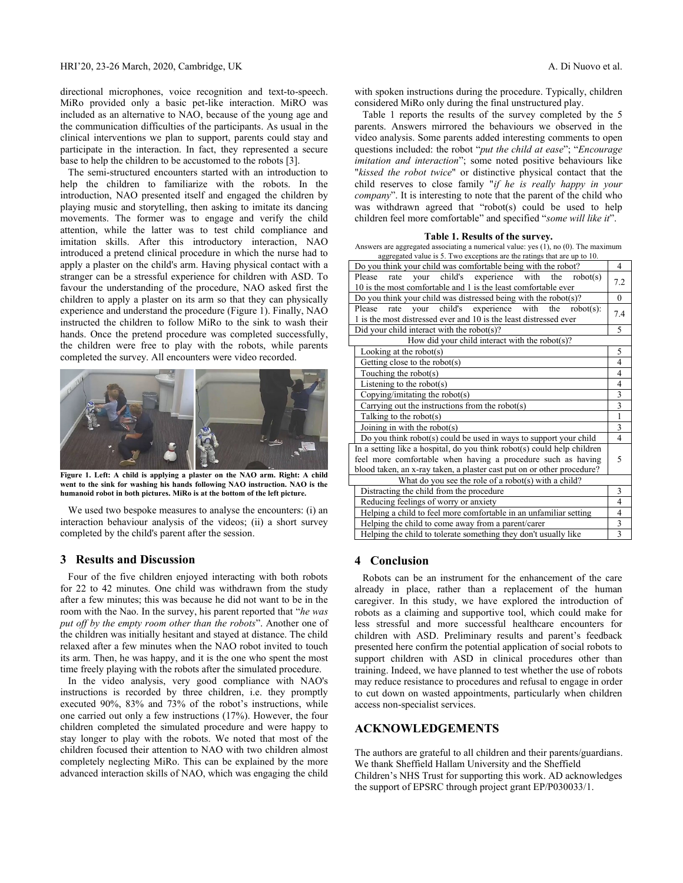directional microphones, voice recognition and text-to-speech. MiRo provided only a basic pet-like interaction. MiRO was included as an alternative to NAO, because of the young age and the communication difficulties of the participants. As usual in the clinical interventions we plan to support, parents could stay and participate in the interaction. In fact, they represented a secure base to help the children to be accustomed to the robots [3].

The semi-structured encounters started with an introduction to help the children to familiarize with the robots. In the introduction, NAO presented itself and engaged the children by playing music and storytelling, then asking to imitate its dancing movements. The former was to engage and verify the child attention, while the latter was to test child compliance and imitation skills. After this introductory interaction, NAO introduced a pretend clinical procedure in which the nurse had to apply a plaster on the child's arm. Having physical contact with a stranger can be a stressful experience for children with ASD. To favour the understanding of the procedure, NAO asked first the children to apply a plaster on its arm so that they can physically experience and understand the procedure (Figure 1). Finally, NAO instructed the children to follow MiRo to the sink to wash their hands. Once the pretend procedure was completed successfully, the children were free to play with the robots, while parents completed the survey. All encounters were video recorded.

**Figure 1. Left: A child is applying a plaster on the NAO arm. Right: A child went to the sink for washing his hands following NAO instruction. NAO is the humanoid robot in both pictures. MiRo is at the bottom of the left picture.**

We used two bespoke measures to analyse the encounters: (i) an interaction behaviour analysis of the videos; (ii) a short survey completed by the child's parent after the session.

## 3 Results and Discussion

Four of the five children enjoyed interacting with both robots for 22 to 42 minutes. One child was withdrawn from the study after a few minutes; this was because he did not want to be in the room with the Nao. In the survey, his parent reported that "*he was put off by the empty room other than the robots*". Another one of the children was initially hesitant and stayed at distance. The child relaxed after a few minutes when the NAO robot invited to touch its arm. Then, he was happy, and it is the one who spent the most time freely playing with the robots after the simulated procedure.

In the video analysis, very good compliance with NAO's instructions is recorded by three children, i.e. they promptly executed 90%, 83% and 73% of the robot's instructions, while one carried out only a few instructions (17%). However, the four children completed the simulated procedure and were happy to stay longer to play with the robots. We noted that most of the children focused their attention to NAO with two children almost completely neglecting MiRo. This can be explained by the more advanced interaction skills of NAO, which was engaging the child with spoken instructions during the procedure. Typically, children considered MiRo only during the final unstructured play.

Table 1 reports the results of the survey completed by the 5 parents. Answers mirrored the behaviours we observed in the video analysis. Some parents added interesting comments to open questions included: the robot "*put the child at ease*"; "*Encourage imitation and interaction*"; some noted positive behaviours like "*kissed the robot twice*" or distinctive physical contact that the child reserves to close family "*if he is really happy in your company*". It is interesting to note that the parent of the child who was withdrawn agreed that "robot(s) could be used to help children feel more comfortable" and specified "*some will like it*".

**Table 1. Results of the survey.**

Answers are aggregated associating a numerical value: yes (1), no (0). The maximum aggregated value is 5. Two exceptions are the ratings that are up to 10.

| Question | Value |
|---|---|
| Do you think your child was comfortable being with the robot? | 4 |
| Please rate your child's experience with the robot(s) 10 is the most comfortable and 1 is the least comfortable ever | 7.2 |
| Do you think your child was distressed being with the robot(s)? | 0 |
| Please rate your child's experience with the robot(s): 1 is the most distressed ever and 10 is the least distressed ever | 7.4 |
| Did your child interact with the robot(s)? | 5 |
| How did your child interact with the robot(s)? | |
| Looking at the robot(s) | 5 |
| Getting close to the robot(s) | 4 |
| Touching the robot(s) | 4 |
| Listening to the robot(s) | 4 |
| Copying/imitating the robot(s) | 3 |
| Carrying out the instructions from the robot(s) | 3 |
| Talking to the robot(s) | 1 |
| Joining in with the robot(s) | 3 |
| Do you think robot(s) could be used in ways to support your child | 4 |
| In a setting like a hospital, do you think robot(s) could help children feel more comfortable when having a procedure such as having blood taken, an x-ray taken, a plaster cast put on or other procedure? | 5 |
| What do you see the role of a robot(s) with a child? | |
| Distracting the child from the procedure | 3 |
| Reducing feelings of worry or anxiety | 4 |
| Helping a child to feel more comfortable in an unfamiliar setting | 4 |
| Helping the child to come away from a parent/carer | 3 |
| Helping the child to tolerate something they don't usually like | 3 |

## 4 Conclusion

Robots can be an instrument for the enhancement of the care already in place, rather than a replacement of the human caregiver. In this study, we have explored the introduction of robots as a claiming and supportive tool, which could make for less stressful and more successful healthcare encounters for children with ASD. Preliminary results and parent's feedback presented here confirm the potential application of social robots to support children with ASD in clinical procedures other than training. Indeed, we have planned to test whether the use of robots may reduce resistance to procedures and refusal to engage in order to cut down on wasted appointments, particularly when children access non-specialist services.

## ACKNOWLEDGEMENTS

The authors are grateful to all children and their parents/guardians. We thank Sheffield Hallam University and the Sheffield Children's NHS Trust for supporting this work. AD acknowledges the support of EPSRC through project grant EP/P030033/1.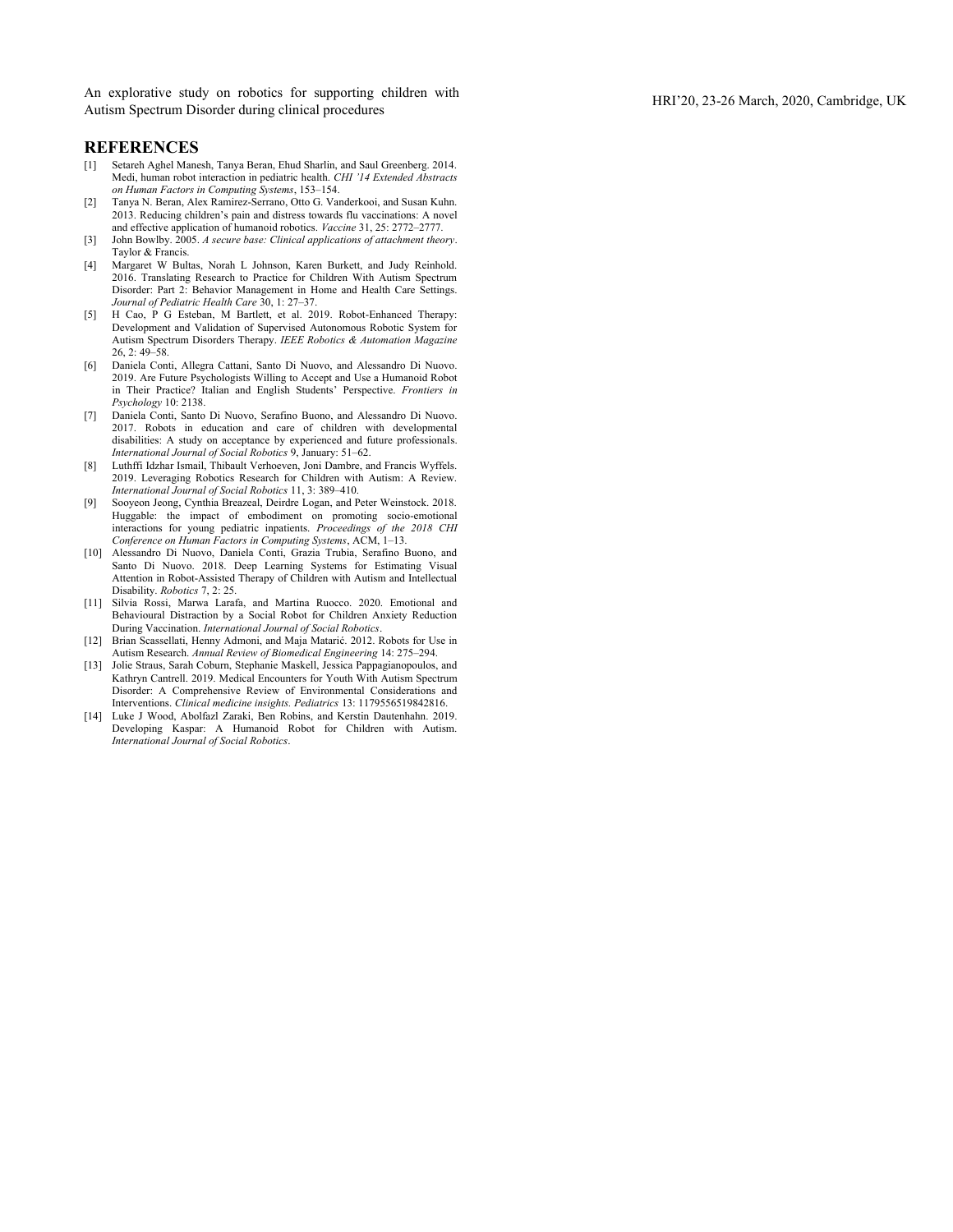## REFERENCES

[1] Setareh Aghel Manesh, Tanya Beran, Ehud Sharlin, and Saul Greenberg. 2014. Medi, human robot interaction in pediatric health. *CHI '14 Extended Abstracts on Human Factors in Computing Systems*, 153–154.

[2] Tanya N. Beran, Alex Ramirez-Serrano, Otto G. Vanderkooi, and Susan Kuhn. 2013. Reducing children's pain and distress towards flu vaccinations: A novel and effective application of humanoid robotics. *Vaccine* 31, 25: 2772–2777.

[3] John Bowlby. 2005. *A secure base: Clinical applications of attachment theory*. Taylor & Francis.

[4] Margaret W Bultas, Norah L Johnson, Karen Burkett, and Judy Reinhold. 2016. Translating Research to Practice for Children With Autism Spectrum Disorder: Part 2: Behavior Management in Home and Health Care Settings. *Journal of Pediatric Health Care* 30, 1: 27–37.

[5] H Cao, P G Esteban, M Bartlett, et al. 2019. Robot-Enhanced Therapy: Development and Validation of Supervised Autonomous Robotic System for Autism Spectrum Disorders Therapy. *IEEE Robotics & Automation Magazine* 26, 2: 49–58.

[6] Daniela Conti, Allegra Cattani, Santo Di Nuovo, and Alessandro Di Nuovo. 2019. Are Future Psychologists Willing to Accept and Use a Humanoid Robot in Their Practice? Italian and English Students' Perspective. *Frontiers in Psychology* 10: 2138.

[7] Daniela Conti, Santo Di Nuovo, Serafino Buono, and Alessandro Di Nuovo. 2017. Robots in education and care of children with developmental disabilities: A study on acceptance by experienced and future professionals. *International Journal of Social Robotics* 9, January: 51–62.

[8] Luthffi Idzhar Ismail, Thibault Verhoeven, Joni Dambre, and Francis Wyffels. 2019. Leveraging Robotics Research for Children with Autism: A Review. *International Journal of Social Robotics* 11, 3: 389–410.

[9] Sooyeon Jeong, Cynthia Breazeal, Deirdre Logan, and Peter Weinstock. 2018. Huggable: the impact of embodiment on promoting socio-emotional interactions for young pediatric inpatients. *Proceedings of the 2018 CHI Conference on Human Factors in Computing Systems*, ACM, 1–13.

[10] Alessandro Di Nuovo, Daniela Conti, Grazia Trubia, Serafino Buono, and Santo Di Nuovo. 2018. Deep Learning Systems for Estimating Visual Attention in Robot-Assisted Therapy of Children with Autism and Intellectual Disability. *Robotics* 7, 2: 25.

[11] Silvia Rossi, Marwa Larafa, and Martina Ruocco. 2020. Emotional and Behavioural Distraction by a Social Robot for Children Anxiety Reduction During Vaccination. *International Journal of Social Robotics*.

[12] Brian Scassellati, Henny Admoni, and Maja Matarić. 2012. Robots for Use in Autism Research. *Annual Review of Biomedical Engineering* 14: 275–294.

[13] Jolie Straus, Sarah Coburn, Stephanie Maskell, Jessica Pappagianopoulos, and Kathryn Cantrell. 2019. Medical Encounters for Youth With Autism Spectrum Disorder: A Comprehensive Review of Environmental Considerations and Interventions. *Clinical medicine insights. Pediatrics* 13: 1179556519842816.

[14] Luke J Wood, Abolfazl Zaraki, Ben Robins, and Kerstin Dautenhahn. 2019. Developing Kaspar: A Humanoid Robot for Children with Autism. *International Journal of Social Robotics*.